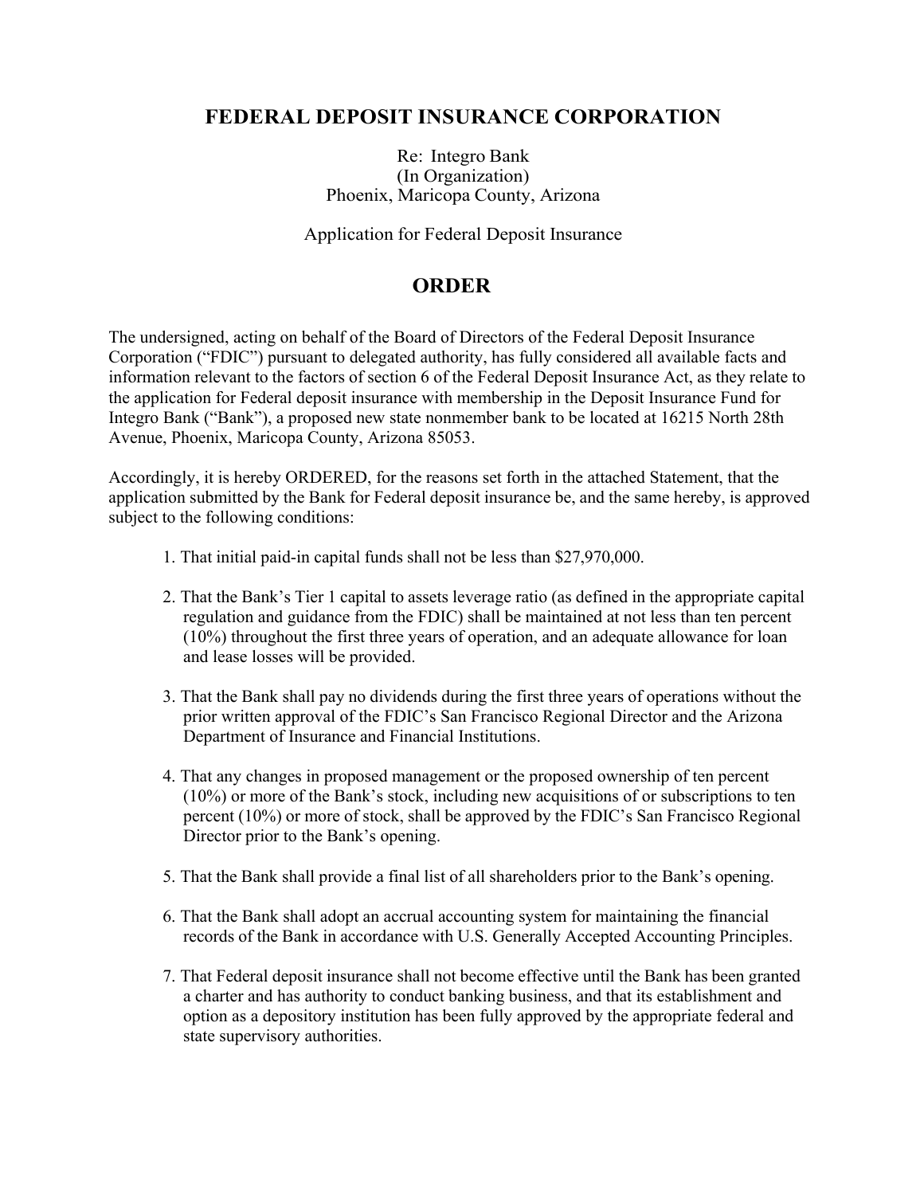# FEDERAL DEPOSIT INSURANCE CORPORATION

Re: Integro Bank
(In Organization)
Phoenix, Maricopa County, Arizona

Application for Federal Deposit Insurance

## ORDER

The undersigned, acting on behalf of the Board of Directors of the Federal Deposit Insurance Corporation ("FDIC") pursuant to delegated authority, has fully considered all available facts and information relevant to the factors of section 6 of the Federal Deposit Insurance Act, as they relate to the application for Federal deposit insurance with membership in the Deposit Insurance Fund for Integro Bank ("Bank"), a proposed new state nonmember bank to be located at 16215 North 28th Avenue, Phoenix, Maricopa County, Arizona 85053.

Accordingly, it is hereby ORDERED, for the reasons set forth in the attached Statement, that the application submitted by the Bank for Federal deposit insurance be, and the same hereby, is approved subject to the following conditions:

1. That initial paid-in capital funds shall not be less than $27,970,000.

2. That the Bank's Tier 1 capital to assets leverage ratio (as defined in the appropriate capital regulation and guidance from the FDIC) shall be maintained at not less than ten percent (10%) throughout the first three years of operation, and an adequate allowance for loan and lease losses will be provided.

3. That the Bank shall pay no dividends during the first three years of operations without the prior written approval of the FDIC's San Francisco Regional Director and the Arizona Department of Insurance and Financial Institutions.

4. That any changes in proposed management or the proposed ownership of ten percent (10%) or more of the Bank's stock, including new acquisitions of or subscriptions to ten percent (10%) or more of stock, shall be approved by the FDIC's San Francisco Regional Director prior to the Bank's opening.

5. That the Bank shall provide a final list of all shareholders prior to the Bank's opening.

6. That the Bank shall adopt an accrual accounting system for maintaining the financial records of the Bank in accordance with U.S. Generally Accepted Accounting Principles.

7. That Federal deposit insurance shall not become effective until the Bank has been granted a charter and has authority to conduct banking business, and that its establishment and option as a depository institution has been fully approved by the appropriate federal and state supervisory authorities.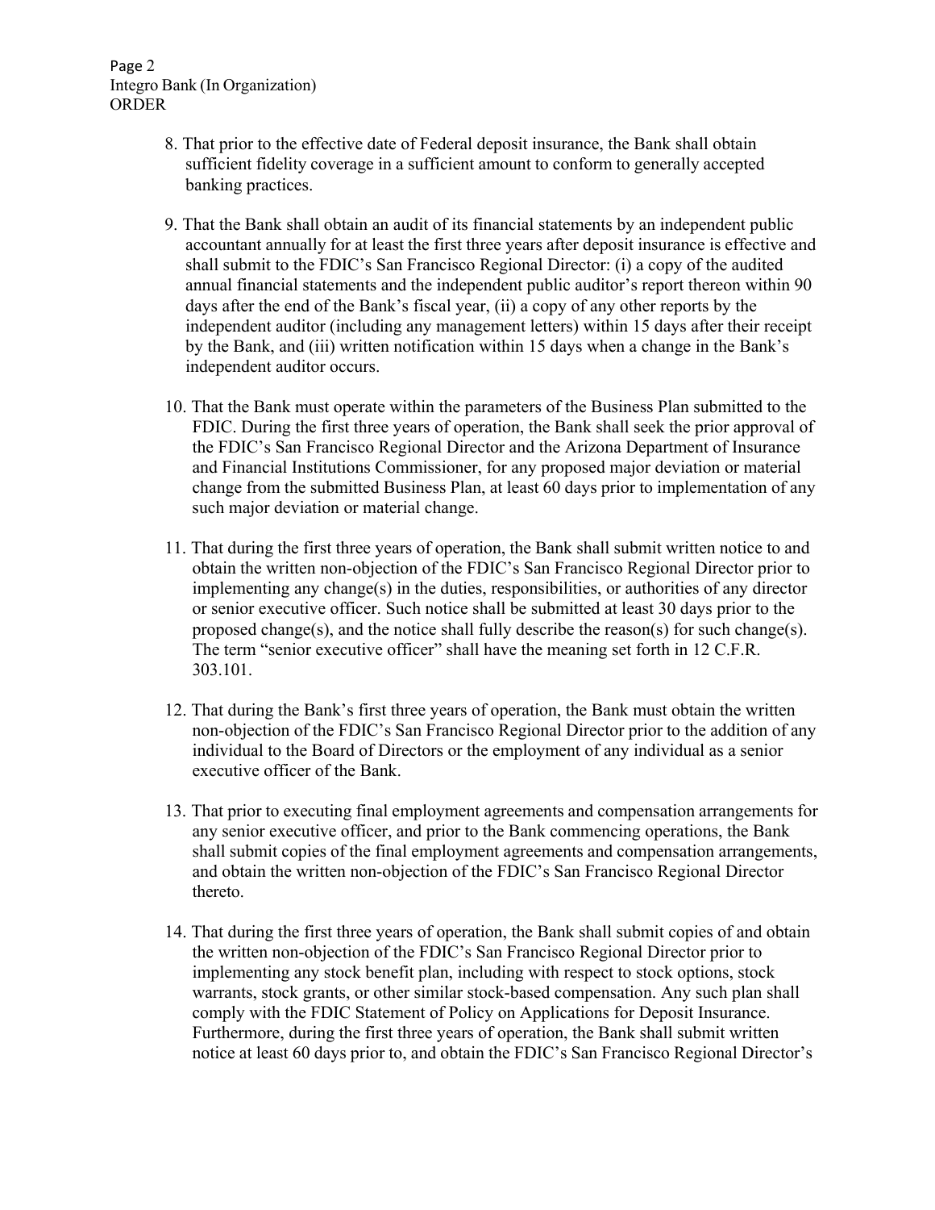8. That prior to the effective date of Federal deposit insurance, the Bank shall obtain sufficient fidelity coverage in a sufficient amount to conform to generally accepted banking practices.

9. That the Bank shall obtain an audit of its financial statements by an independent public accountant annually for at least the first three years after deposit insurance is effective and shall submit to the FDIC's San Francisco Regional Director: (i) a copy of the audited annual financial statements and the independent public auditor's report thereon within 90 days after the end of the Bank's fiscal year, (ii) a copy of any other reports by the independent auditor (including any management letters) within 15 days after their receipt by the Bank, and (iii) written notification within 15 days when a change in the Bank's independent auditor occurs.

10. That the Bank must operate within the parameters of the Business Plan submitted to the FDIC. During the first three years of operation, the Bank shall seek the prior approval of the FDIC's San Francisco Regional Director and the Arizona Department of Insurance and Financial Institutions Commissioner, for any proposed major deviation or material change from the submitted Business Plan, at least 60 days prior to implementation of any such major deviation or material change.

11. That during the first three years of operation, the Bank shall submit written notice to and obtain the written non-objection of the FDIC's San Francisco Regional Director prior to implementing any change(s) in the duties, responsibilities, or authorities of any director or senior executive officer. Such notice shall be submitted at least 30 days prior to the proposed change(s), and the notice shall fully describe the reason(s) for such change(s). The term "senior executive officer" shall have the meaning set forth in 12 C.F.R. 303.101.

12. That during the Bank's first three years of operation, the Bank must obtain the written non-objection of the FDIC's San Francisco Regional Director prior to the addition of any individual to the Board of Directors or the employment of any individual as a senior executive officer of the Bank.

13. That prior to executing final employment agreements and compensation arrangements for any senior executive officer, and prior to the Bank commencing operations, the Bank shall submit copies of the final employment agreements and compensation arrangements, and obtain the written non-objection of the FDIC's San Francisco Regional Director thereto.

14. That during the first three years of operation, the Bank shall submit copies of and obtain the written non-objection of the FDIC's San Francisco Regional Director prior to implementing any stock benefit plan, including with respect to stock options, stock warrants, stock grants, or other similar stock-based compensation. Any such plan shall comply with the FDIC Statement of Policy on Applications for Deposit Insurance. Furthermore, during the first three years of operation, the Bank shall submit written notice at least 60 days prior to, and obtain the FDIC's San Francisco Regional Director's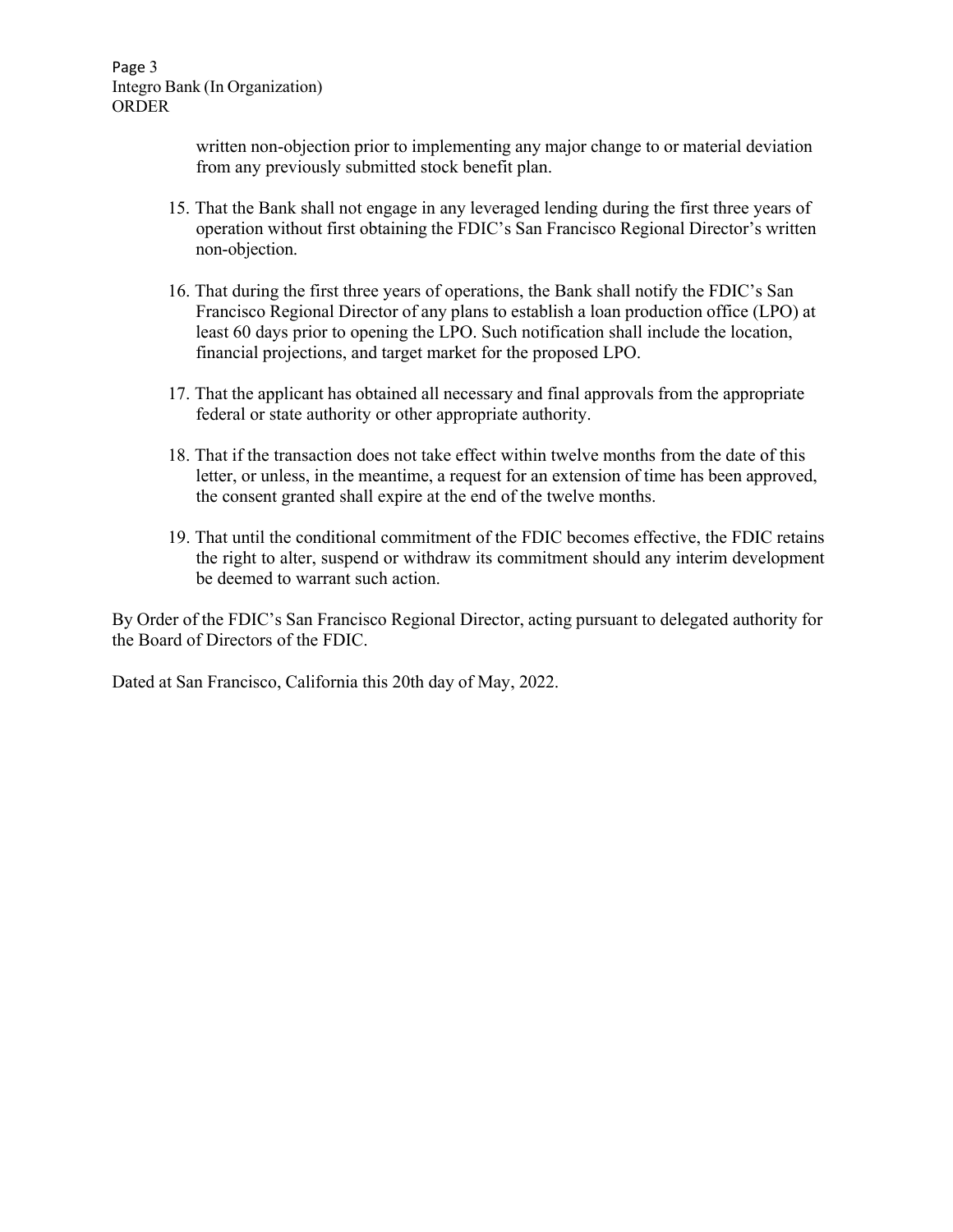written non-objection prior to implementing any major change to or material deviation from any previously submitted stock benefit plan.

15. That the Bank shall not engage in any leveraged lending during the first three years of operation without first obtaining the FDIC's San Francisco Regional Director's written non-objection.

16. That during the first three years of operations, the Bank shall notify the FDIC's San Francisco Regional Director of any plans to establish a loan production office (LPO) at least 60 days prior to opening the LPO. Such notification shall include the location, financial projections, and target market for the proposed LPO.

17. That the applicant has obtained all necessary and final approvals from the appropriate federal or state authority or other appropriate authority.

18. That if the transaction does not take effect within twelve months from the date of this letter, or unless, in the meantime, a request for an extension of time has been approved, the consent granted shall expire at the end of the twelve months.

19. That until the conditional commitment of the FDIC becomes effective, the FDIC retains the right to alter, suspend or withdraw its commitment should any interim development be deemed to warrant such action.

By Order of the FDIC's San Francisco Regional Director, acting pursuant to delegated authority for the Board of Directors of the FDIC.

Dated at San Francisco, California this 20th day of May, 2022.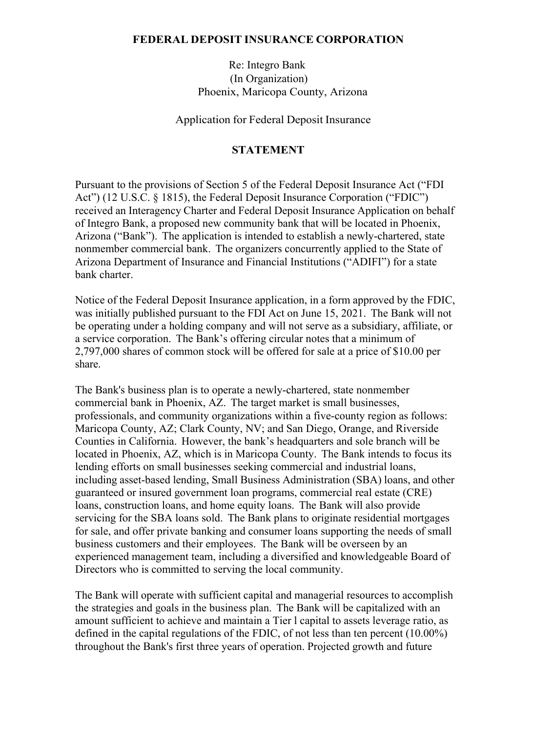**FEDERAL DEPOSIT INSURANCE CORPORATION**

Re: Integro Bank
(In Organization)
Phoenix, Maricopa County, Arizona

Application for Federal Deposit Insurance

**STATEMENT**

Pursuant to the provisions of Section 5 of the Federal Deposit Insurance Act ("FDI Act") (12 U.S.C. § 1815), the Federal Deposit Insurance Corporation ("FDIC") received an Interagency Charter and Federal Deposit Insurance Application on behalf of Integro Bank, a proposed new community bank that will be located in Phoenix, Arizona ("Bank"). The application is intended to establish a newly-chartered, state nonmember commercial bank. The organizers concurrently applied to the State of Arizona Department of Insurance and Financial Institutions ("ADIFI") for a state bank charter.

Notice of the Federal Deposit Insurance application, in a form approved by the FDIC, was initially published pursuant to the FDI Act on June 15, 2021. The Bank will not be operating under a holding company and will not serve as a subsidiary, affiliate, or a service corporation. The Bank's offering circular notes that a minimum of 2,797,000 shares of common stock will be offered for sale at a price of $10.00 per share.

The Bank's business plan is to operate a newly-chartered, state nonmember commercial bank in Phoenix, AZ. The target market is small businesses, professionals, and community organizations within a five-county region as follows: Maricopa County, AZ; Clark County, NV; and San Diego, Orange, and Riverside Counties in California. However, the bank's headquarters and sole branch will be located in Phoenix, AZ, which is in Maricopa County. The Bank intends to focus its lending efforts on small businesses seeking commercial and industrial loans, including asset-based lending, Small Business Administration (SBA) loans, and other guaranteed or insured government loan programs, commercial real estate (CRE) loans, construction loans, and home equity loans. The Bank will also provide servicing for the SBA loans sold. The Bank plans to originate residential mortgages for sale, and offer private banking and consumer loans supporting the needs of small business customers and their employees. The Bank will be overseen by an experienced management team, including a diversified and knowledgeable Board of Directors who is committed to serving the local community.

The Bank will operate with sufficient capital and managerial resources to accomplish the strategies and goals in the business plan. The Bank will be capitalized with an amount sufficient to achieve and maintain a Tier l capital to assets leverage ratio, as defined in the capital regulations of the FDIC, of not less than ten percent (10.00%) throughout the Bank's first three years of operation. Projected growth and future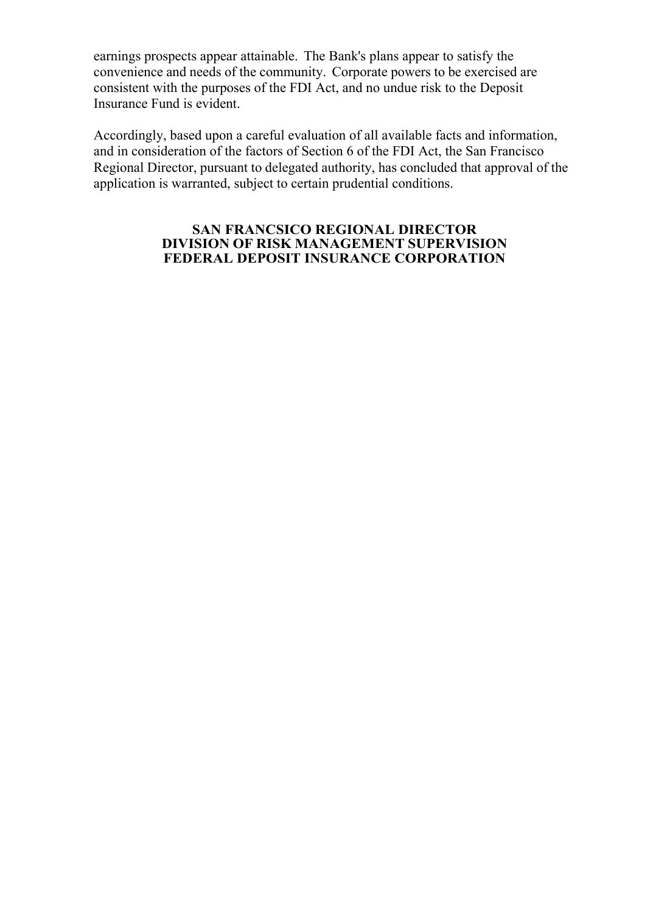earnings prospects appear attainable. The Bank's plans appear to satisfy the convenience and needs of the community. Corporate powers to be exercised are consistent with the purposes of the FDI Act, and no undue risk to the Deposit Insurance Fund is evident.

Accordingly, based upon a careful evaluation of all available facts and information, and in consideration of the factors of Section 6 of the FDI Act, the San Francisco Regional Director, pursuant to delegated authority, has concluded that approval of the application is warranted, subject to certain prudential conditions.

**SAN FRANCSICO REGIONAL DIRECTOR**
**DIVISION OF RISK MANAGEMENT SUPERVISION**
**FEDERAL DEPOSIT INSURANCE CORPORATION**